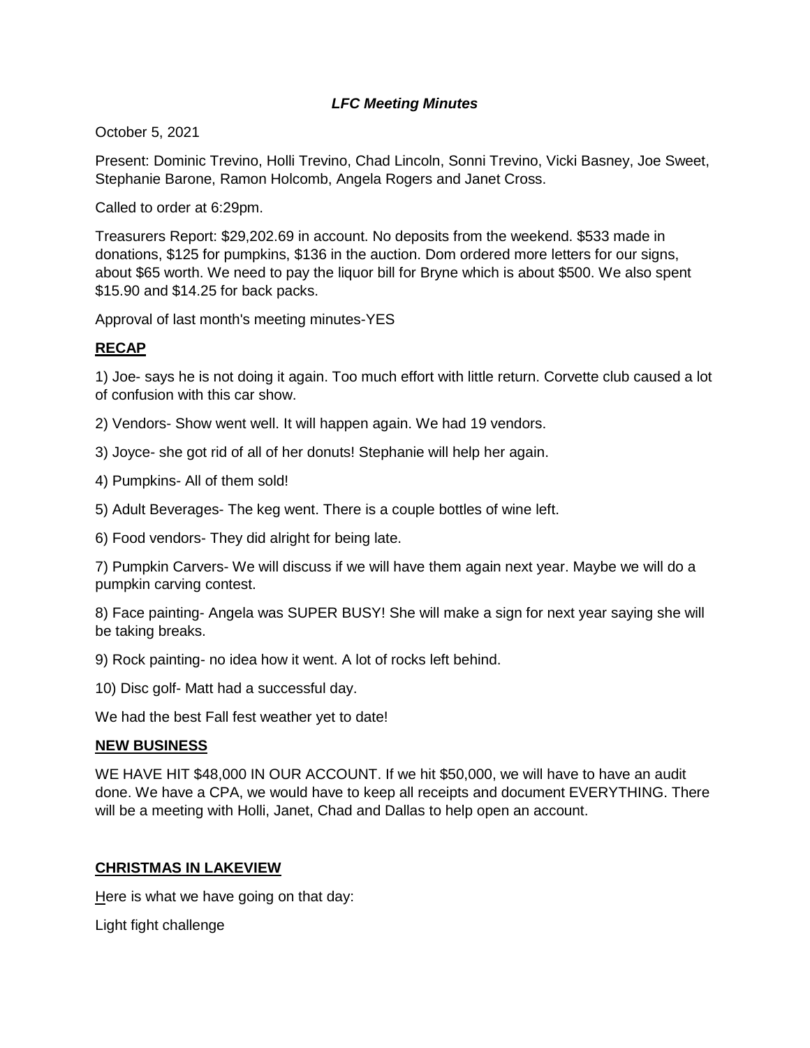### ***LFC Meeting Minutes***

October 5, 2021

Present: Dominic Trevino, Holli Trevino, Chad Lincoln, Sonni Trevino, Vicki Basney, Joe Sweet, Stephanie Barone, Ramon Holcomb, Angela Rogers and Janet Cross.

Called to order at 6:29pm.

Treasurers Report: $29,202.69 in account. No deposits from the weekend. $533 made in donations, $125 for pumpkins, $136 in the auction. Dom ordered more letters for our signs, about $65 worth. We need to pay the liquor bill for Bryne which is about $500. We also spent $15.90 and $14.25 for back packs.

Approval of last month's meeting minutes-YES

**RECAP**

1) Joe- says he is not doing it again. Too much effort with little return. Corvette club caused a lot of confusion with this car show.

2) Vendors- Show went well. It will happen again. We had 19 vendors.

3) Joyce- she got rid of all of her donuts! Stephanie will help her again.

4) Pumpkins- All of them sold!

5) Adult Beverages- The keg went. There is a couple bottles of wine left.

6) Food vendors- They did alright for being late.

7) Pumpkin Carvers- We will discuss if we will have them again next year. Maybe we will do a pumpkin carving contest.

8) Face painting- Angela was SUPER BUSY! She will make a sign for next year saying she will be taking breaks.

9) Rock painting- no idea how it went. A lot of rocks left behind.

10) Disc golf- Matt had a successful day.

We had the best Fall fest weather yet to date!

**NEW BUSINESS**

WE HAVE HIT $48,000 IN OUR ACCOUNT. If we hit $50,000, we will have to have an audit done. We have a CPA, we would have to keep all receipts and document EVERYTHING. There will be a meeting with Holli, Janet, Chad and Dallas to help open an account.

**CHRISTMAS IN LAKEVIEW**

Here is what we have going on that day:

Light fight challenge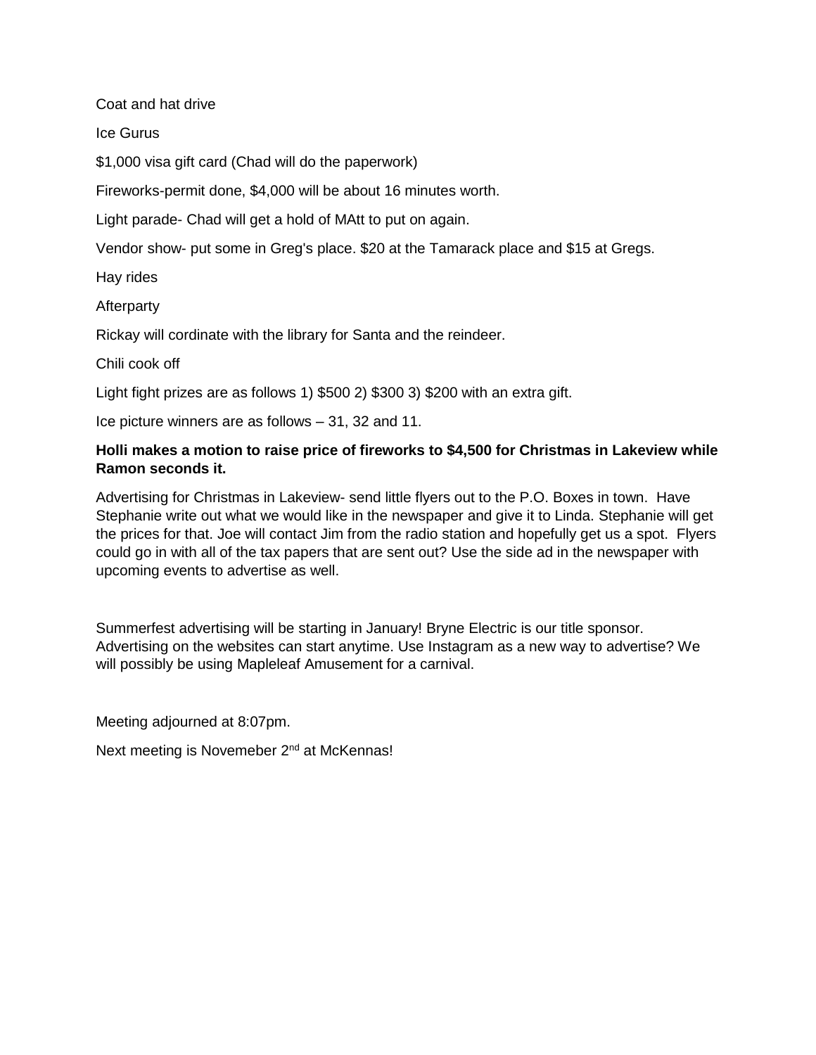Coat and hat drive

Ice Gurus

$1,000 visa gift card (Chad will do the paperwork)

Fireworks-permit done, $4,000 will be about 16 minutes worth.

Light parade- Chad will get a hold of MAtt to put on again.

Vendor show- put some in Greg's place. $20 at the Tamarack place and $15 at Gregs.

Hay rides

Afterparty

Rickay will cordinate with the library for Santa and the reindeer.

Chili cook off

Light fight prizes are as follows 1) $500 2) $300 3) $200 with an extra gift.

Ice picture winners are as follows – 31, 32 and 11.

**Holli makes a motion to raise price of fireworks to $4,500 for Christmas in Lakeview while Ramon seconds it.**

Advertising for Christmas in Lakeview- send little flyers out to the P.O. Boxes in town. Have Stephanie write out what we would like in the newspaper and give it to Linda. Stephanie will get the prices for that. Joe will contact Jim from the radio station and hopefully get us a spot. Flyers could go in with all of the tax papers that are sent out? Use the side ad in the newspaper with upcoming events to advertise as well.

Summerfest advertising will be starting in January! Bryne Electric is our title sponsor. Advertising on the websites can start anytime. Use Instagram as a new way to advertise? We will possibly be using Mapleleaf Amusement for a carnival.

Meeting adjourned at 8:07pm.

Next meeting is Novemeber 2nd at McKennas!